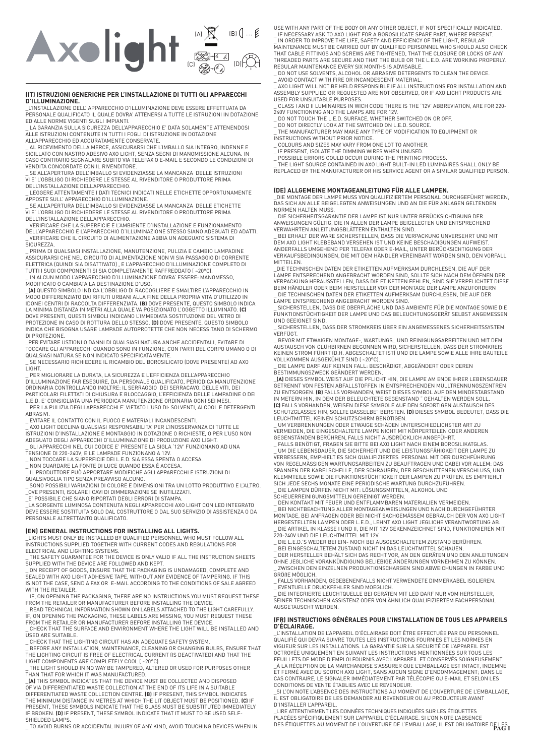# Axolight

(A) (B) ... (C) (D)

## (IT) ISTRUZIONI GENERICHE PER L'INSTALLAZIONE DI TUTTI GLI APPARECCHI D'ILLUMINAZIONE.

_L'INSTALLAZIONE DELL' APPARECCHIO D'ILLUMINAZIONE DEVE ESSERE EFFETTUATA DA PERSONALE QUALIFICATO IL QUALE DOVRA' ATTENERSI A TUTTE LE ISTRUZIONI IN DOTAZIONE ED ALLE NORME VIGENTI SUGLI IMPIANTI.

_ LA GARANZIA SULLA SICUREZZA DELL'APPARECCHIO E' DATA SOLAMENTE ATTENENDOSI ALLE ISTRUZIONI CONTENUTE IN TUTTI I FOGLI DI ISTRUZIONE IN DOTAZIONE ALL'APPARECCHIO ED ACCURATAMENTE CONSERVATE.

_ AL RICEVIMENTO DELLA MERCE, ASSICURARSI CHE L'IMBALLO SIA INTEGRO, INDENNE E SIGILLATO CON NASTRO ADESIVO AXO LIGHT, SENZA SEGNI DI MANOMISSIONE ALCUNA. IN CASO CONTRARIO SEGNALARE SUBITO VIA TELEFAX O E-MAIL E SECONDO LE CONDIZIONI DI VENDITA CONCORDATE CON IL RIVENDITORE.

_ SE ALL'APERTURA DELL'IMBALLO SI EVIDENZIASSE LA MANCANZA DELLE ISTRUZIONI VI E' L'OBBLIGO DI RICHIEDERE LE STESSE AL RIVENDITORE O PRODUTTORE PRIMA DELL'INSTALLAZIONE DELL'APPARECCHIO.

_ LEGGERE ATTENTAMENTE I DATI TECNICI INDICATI NELLE ETICHETTE OPPORTUNAMENTE APPOSTE SULL' APPARECCHIO D'ILLUMINAZIONE.

_ SE ALL'APERTURA DELL'IMBALLO SI EVIDENZIASSE LA MANCANZA DELLE ETICHETTE VI E' L'OBBLIGO DI RICHIEDERE LE STESSE AL RIVENDITORE O PRODUTTORE PRIMA DELL'INSTALLAZIONE DELL'APPARECCHIO.

_ VERIFICARE CHE LA SUPERFICIE E L'AMBIENTE D'INSTALLAZIONE E FUNZIONAMENTO DELL'APPARECCHIO E L'APPARECCHIO D'ILLUMINAZIONE STESSO SIANO ADEGUATI ED ADATTI.

_ VERIFICARE CHE IL CIRCUITO DI ALIMENTAZIONE ABBIA UN ADEGUATO SISTEMA DI SICUREZZA.

_ PRIMA DI QUALSIASI INSTALLAZIONE, MANUTENZIONE, PULIZIA E CAMBIO LAMPADINE ASSICURARSI CHE NEL CIRCUITO DI ALIMENTAZIONE NON VI SIA PASSAGGIO DI CORRENTE ELETTRICA (QUINDI SIA DISATTIVATO) , E L'APPARECCHIO D'ILLUMINAZIONE COMPLETO DI TUTTI I SUOI COMPONENTI SI SIA COMPLETAMENTE RAFFREDDATO ( ~20°C).

_ IN ALCUN MODO L'APPARECCHIO D'ILLUMINAZIONE DOVRA' ESSERE: MANOMESSO, MODIFICATO O CAMBIATA LA DESTINAZIONE D'USO.

_**(A)** QUESTO SIMBOLO INDICA L'OBBLIGO DI RACCOGLIERE E SMALTIRE L'APPARECCHIO IN MODO DIFFERENZIATO DAI RIFIUTI URBANI ALLA FINE DELLA PROPRIA VITA D'UTILIZZO IN IDONEI CENTRI DI RACCOLTA DIFFERENZIATA. **(B)** DOVE PRESENTE, QUESTO SIMBOLO INDICA LA MINIMA DISTANZA IN METRI ALLA QUALE VA POSIZIONATO L'OGGETTO ILLUMINATO. **(C)** DOVE PRESENTI, QUESTI SIMBOLI INDICANO L'IMMEDIATA SOSTITUZIONE DEL VETRO DI PROTEZIONE IN CASO DI ROTTURA DELLO STESSO. **(D)** DOVE PRESENTE, QUESTO SIMBOLO INDICA CHE BISOGNA USARE LAMPADE AUTOPROTETTE CHE NON NECESSITANO DI SCHERMO DI PROTEZIONE.

_PER EVITARE USTIONI O DANNI DI QUALSIASI NATURA ANCHE ACCIDENTALI, EVITARE DI TOCCARE GLI APPARECCHI QUANDO SONO IN FUNZIONE, CON PARTI DEL CORPO UMANO O DI QUALSIASI NATURA SE NON INDICATO SPECIFICATAMENTE.

_ SE NECESSARIO RICHIEDERE IL RICAMBIO DEL BOROSILICATO (DOVE PRESENTE) AD AXO LIGHT.

_ PER MIGLIORARE LA DURATA, LA SICUREZZA E L'EFFICIENZA DELL'APPARECCHIO D'ILLUMINAZIONE FAR ESEGUIRE, DA PERSONALE QUALIFICATO, PERIODICA MANUTENZIONE ORDINARIA CONTROLLANDO INOLTRE: IL SERRAGGIO DEI SERRACAVO, DELLE VITI, DEI PARTICOLARI FILETTATI DI CHIUSURA E BLOCCAGGIO, L'EFFICIENZA DELLE LAMPADINE O DEI L.E.D. E' CONSIGLIATA UNA PERIODICA MANUTENZIONE ORDINARIA OGNI SEI MESI.

_ PER LA PULIZIA DEGLI APPARECCHI E' VIETATO L'USO DI: SOLVENTI, ALCOOL E DETERGENTI ABRASIVI.

_ EVITARE IL CONTATTO CON IL FUOCO E MATERIALI INCANDESCENTI.

_ AXO LIGHT DECLINA QUALSIASI RESPONSABILITA' PER L'INOSSERVANZA DI TUTTE LE ISTRUZIONI D'INSTALLAZIONE E MONTAGGIO IN DOTAZIONE O RICHIESTE, O PER L'USO NON ADEGUATO DEGLI APPARECCHI D'ILLUMINAZIONE DI PRODUZIONE AXO LIGHT.

_ GLI APPARECCHI NEL CUI CODICE E' PRESENTE LA SIGLA '12V' FUNZIONANO AD UNA TENSIONE DI 220-240V, E LE LAMPADE FUNZIONANO A 12V.

_ NON TOCCARE LA SUPERFICIE DEI L.E.D. SIA ESSA SPENTA O ACCESA.

_ NON GUARDARE LA FONTE DI LUCE QUANDO ESSA È ACCESA.

_ IL PRODUTTORE PUÒ APPORTARE MODIFICHE AGLI APPARECCHI E ISTRUZIONI DI QUALSIVOGLIA TIPO SENZA PREAVVISO ALCUNO.

_ SONO POSSIBILI VARIAZIONI DI COLORE E DIMENSIONI TRA UN LOTTO PRODUTTIVO E L'ALTRO.

_OVE PRESENTI, ISOLARE I CAVI DI DIMMERAZIONE SE INUTILIZZATI.

_E' POSSIBILE CHE SIANO RIPORTATI DEGLI ERRORI DI STAMPA.

_LA SORGENTE LUMINOSA CONTENUTA NEGLI APPARECCHI AXO LIGHT CON LED INTEGRATO DEVE ESSERE SOSTITUITA SOLO DAL COSTRUTTORE O DAL SUO SERVIZIO DI ASSISTENZA O DA PERSONALE ALTRETTANTO QUALIFICATO.

## (EN) GENERAL INSTRUCTIONS FOR INSTALLING ALL LIGHTS.

_LIGHTS MUST ONLY BE INSTALLED BY QUALIFIED PERSONNEL WHO MUST FOLLOW ALL INSTRUCTIONS SUPPLIED TOGETHER WITH CURRENT CODES AND REGULATIONS FOR ELECTRICAL AND LIGHTING SYSTEMS.

_ THE SAFETY GUARANTEE FOR THE DEVICE IS ONLY VALID IF ALL THE INSTRUCTION SHEETS SUPPLIED WITH THE DEVICE ARE FOLLOWED AND KEPT.

_ ON RECEIPT OF GOODS, ENSURE THAT THE PACKAGING IS UNDAMAGED, COMPLETE AND SEALED WITH AXO LIGHT ADHESIVE TAPE, WITHOUT ANY EVIDENCE OF TAMPERING. IF THIS IS NOT THE CASE, SEND A FAX OR E-MAIL ACCORDING TO THE CONDITIONS OF SALE AGREED WITH THE RETAILER.

_ IF, ON OPENING THE PACKAGING, THERE ARE NO INSTRUCTIONS YOU MUST REQUEST THESE FROM THE RETAILER OR MANUFACTURER BEFORE INSTALLING THE DEVICE.

_ READ TECHNICAL INFORMATION SHOWN ON LABELS ATTACHED TO THE LIGHT CAREFULLY. IF, ON OPENING THE PACKAGING, THESE LABELS ARE MISSING, YOU MUST REQUEST THESE FROM THE RETAILER OR MANUFACTURER BEFORE INSTALLING THE DEVICE.

_ CHECK THAT THE SURFACE AND ENVIRONMENT WHERE THE LIGHT WILL BE INSTALLED AND USED ARE SUITABLE.

_ CHECK THAT THE LIGHTING CIRCUIT HAS AN ADEQUATE SAFETY SYSTEM.

_ BEFORE ANY INSTALLATION, MAINTENANCE, CLEANING OR CHANGING BULBS, ENSURE THAT THE LIGHTING CIRCUIT IS FREE OF ELECTRICAL CURRENT (IS DEACTIVATED) AND THAT THE LIGHT COMPONENTS ARE COMPLETELY COOL ( ~20°C).

_ THE LIGHT SHOULD IN NO WAY BE TAMPERED, ALTERED OR USED FOR PURPOSES OTHER THAN THAT FOR WHICH IT WAS MANUFACTURED.

_**(A)** THIS SYMBOL INDICATES THAT THE DEVICE MUST BE COLLECTED AND DISPOSED OF VIA DIFFERENTIATED WASTE COLLECTION AT THE END OF ITS LIFE IN A SUITABLE DIFFERENTIATED WASTE COLLECTION CENTRE. **(B)** IF PRESENT, THIS SYMBOL INDICATES THE MINIMUM DISTANCE IN METRES AT WHICH THE LIT OBJECT MUST BE POSITIONED. **(C)** IF PRESENT, THESE SYMBOLS INDICATE THAT THE GLASS MUST BE SUBSTITUTED IMMEDIATELY IF BROKEN. **(D)** IF PRESENT, THESE SYMBOL INDICATE THAT IT MUST TO BE USED SELF-SHIELDED LAMPS.

_ TO AVOID BURNS OR ACCIDENTAL INJURY OF ANY KIND, AVOID TOUCHING DEVICES WHEN IN USE WITH ANY PART OF THE BODY OR ANY OTHER OBJECT, IF NOT SPECIFICALLY INDICATED.

_ IF NECESSARY ASK TO AXO LIGHT FOR A BOROSILICATE SPARE PART, WHERE PRESENT.

_ IN ORDER TO IMPROVE THE LIFE, SAFETY AND EFFICIENCY OF THE LIGHT, REGULAR MAINTENANCE MUST BE CARRIED OUT BY QUALIFIED PERSONNEL WHO SHOULD ALSO CHECK THAT CABLE FITTINGS AND SCREWS ARE TIGHTENED, THAT THE CLOSURE OR LOCKS OF ANY THREADED PARTS ARE SECURE AND THAT THE BULB OR THE L.E.D. ARE WORKING PROPERLY. REGULAR MAINTENANCE EVERY SIX MONTHS IS ADVISABLE.

_ DO NOT USE SOLVENTS, ALCOHOL OR ABRASIVE DETERGENTS TO CLEAN THE DEVICE.

_ AVOID CONTACT WITH FIRE OR INCANDESCENT MATERIAL.

_ AXO LIGHT WILL NOT BE HELD RESPONSIBLE IF ALL INSTRUCTIONS FOR INSTALLATION AND ASSEMBLY SUPPLIED OR REQUESTED ARE NOT OBSERVED, OR IF AXO LIGHT PRODUCTS ARE USED FOR UNSUITABLE PURPOSES.

_ CLASS I AND II LUMINAIRES IN WICH CODE THERE IS THE '12V' ABBREVIATION, ARE FOR 220-240V FUNCTIONING AND THE LAMPS ARE FOR 12V.

_ DO NOT TOUCH THE L.E.D. SURFACE, WHETHER SWITCHED ON OR OFF.

_ DO NOT DIRECTLY LOOK AT THE SWITCHED ON L.E.D. SOURCE.

_ THE MANUFACTURER MAY MAKE ANY TYPE OF MODIFICATION TO EQUIPMENT OR INSTRUCTIONS WITHOUT PRIOR NOTICE.

_ COLOURS AND SIZES MAY VARY FROM ONE LOT TO ANOTHER.

_ IF PRESENT, ISOLATE THE DIMMING WIRES WHEN UNUSED.

_ POSSIBLE ERRORS COULD OCCUR DURING THE PRINTING PROCESS.

_ THE LIGHT SOURCE CONTAINED IN AXO LIGHT BUILT-IN LED LUMINAIRES SHALL ONLY BE REPLACED BY THE MANUFACTURER OR HIS SERVICE AGENT OR A SIMILAR QUALIFIED PERSON.

## (DE) ALLGEMEINE MONTAGEANLEITUNG FÜR ALLE LAMPEN.

_DIE MONTAGE DER LAMPE MUSS VON QUALIFIZIERTEM PERSONAL DURCHGEFÜHRT WERDEN, DAS SICH AN ALLE BEIGELEGTEN ANWEISUNGEN UND AN DIE FÜR ANLAGEN GELTENDEN NORMEN HALTEN MUSS.

_ DIE SICHERHEITSGARANTIE DER LAMPE IST NUR UNTER BERÜCKSICHTIGUNG DER ANWEISUNGEN GÜLTIG, DIE IN ALLEN DER LAMPE BEIGELEGTEN UND ENTSPRECHEND VERWAHRTEN ANLEITUNGSBLÄTTERN ENTHALTEN SIND.

_ BEI ERHALT DER WARE SICHERSTELLEN, DASS DIE VERPACKUNG UNVERSEHRT UND MIT DEM AXO LIGHT KLEBEBAND VERSEHEN IST UND KEINE BESCHÄDIGUNGEN AUFWEIST. ANDERFALLS UMGEHEND PER TELEFAX ODER E-MAIL, UNTER BERÜCKSICHTIGUNG DER VERKAUFSBEDINGUNGEN, DIE MIT DEM HÄNDLER VEREINBART WORDEN SIND, DEN VORFALL MITTEILEN.

_DIE TECHNISCHEN DATEN DER ETIKETTEN AUFMERKSAM DURCHLESEN, DIE AUF DER LAMPE ENTSPRECHEND ANGEBRACHT WORDEN SIND, SOLLTE SICH NACH DEM ÖFFNEN DER VERPACKUNG HERAUSSTELLEN, DASS DIE ETIKETTEN FEHLEN, SIND SIE VERPFLICHTET DIESE BEIM HÄNDLER ODER BEIM HERSTELLER VOR DER MONTAGE DER LAMPE ANZUFORDERN

_ DIE TECHNISCHEN DATEN DER ETIKETTEN AUFMERKSAM DURCHLESEN, DIE AUF DER LAMPE ENTSPRECHEND ANGEBRACHT WORDEN SIND.

_ SICHERSTELLEN, DASS DIE OBERFLÄCHE UND DAS AMBIENTE FÜR DIE MONTAGE SOWIE DIE FUNKTIONSTÜCHTIGKEIT DER LAMPE UND DAS BELEUCHTUNGSGERÄT SELBST ANGEMESSEN UND GEEIGNET SIND.

_ SICHERSTELLEN, DASS DER STROMKREIS ÜBER EIN ANGEMESSENES SICHERHEITSSYSTEM VERFÜGT.

_ BEVOR MIT ETWAIGEN MONTAGE-, WARTUNGS_ UND REINIGUNGSARBEITEN UND MIT DEM AUSTAUSCH VON GLÜHBIRNEN BEGONNEN WIRD, SICHERSTELLEN, DASS DER STROMKREIS KEINEN STROM FÜHRT (D.H. ABGESCHALTET IST) UND DIE LAMPE SOWIE ALLE IHRE BAUTEILE VOLLKOMMEN AUSGEKÜHLT SIND ( ~20°C).

_ DIE LAMPE DARF AUF KEINEN FALL: BESCHÄDIGT, ABGEÄNDERT ODER DEREN BESTIMMUNGSZWECK GEÄNDERT WERDEN.

_**(A)** DIESES SYMBOL WEIST AUF DIE PFLICHT HIN, DIE LAMPE AM ENDE IHRER LEBENSDAUER GETRENNT VON FESTEN ABFALLSTOFFEN IN ENTSPRECHENDEN MÜLLTRENNUNGSZENTREN ZU ENTSORGEN. **(B)** FALLS VORHANDEN, WEIST DIESES SYMBOL AUF DEN MINDESTABSTAND IN METERN HIN, IN DEM DER BELEUCHTETE GEGENSTAND " GEHALTEN WERDEN SOLL. **(C)** FALLS VORHANDEN, WEISEN DIESE SYMBOLE AUF DEN SOFORTIGEN AUSTAUSCH DES SCHUTZGLASSES HIN, SOLLTE DASSELBE" BERSTEN. **(D)** DIESES SYMBOL BEDEUTET, DASS DIE LEUCHTMITTEL KEINEN SCHUTZSCHIRM BENÖTIGEN.

_ UM VERBRENNUNGEN ODER ETWAIGE SCHÄDEN UNTERSCHIEDLICHSTER ART ZU VERMEIDEN, DIE EINGESCHALTETE LAMPE NICHT MIT KÖRPERTEILEN ODER ANDEREN GEGENSTÄNDEN BERÜHREN, FALLS NICHT AUSDRÜCKLICH ANGEFÜHRT.

_ FALLS BENÖTIGT, FRAGEN SIE BITTE BEI AXO LIGHT NACH EINEM BOROSILIKATGLAS.

_ UM DIE LEBENSDAUER, DIE SICHERHEIT UND DIE LEISTUNGSFÄHIGKEIT DER LAMPE ZU VERBESSERN, EMPFIEHLT ES SICH QUALIFIZIERTES PERSONAL MIT DER DURCHFÜHRUNG VON REGELMÄSSIGEN WARTUNGSARBEITEN ZU BEAUFTRAGEN UND DABEI VOR ALLEM: DAS SPANNEN DER KABELSCHELLE, DER SCHRAUBEN, DER GESCHNITTENEN VERSCHLUSS, UND KLEMMTEILE SOWIE DIE FUNKTIONSTÜCHTIGKEIT DER LAMPEN ZU PRÜFEN. ES EMPFIEHLT SICH JEDE SECHS MONATE EINE PERIODISCHE WARTUNG DURCHZUFÜHREN.

_ DIE LAMPEN DÜRFEN NICHT MIT: LÖSUNGSMITTELN, ALKOHOL UND SCHEUERREINIGUNGSMITTELN GEREINIGT WERDEN.

_ DEN KONTAKT MIT FEUER UND ENTFLAMMBAREN MATERIALIEN VERMEIDEN.

_ BEI NICHTBEACHTUNG ALLER MONTAGEANWEISUNGEN UND NACH DURCHGEFÜHRTER MONTAGE, BEI ANFRAGEN ODER BEI NICHT SACHGEMÄSSEM GEBRAUCH DER VON AXO LIGHT HERGESTELLTEN LAMPEN ODER L.E.D., LEHNT AXO LIGHT JEGLICHE VERANTWORTUNG AB.

_ DIE ARTIKEL IN KLASSE I UND II, DIE MIT 12V GEKENNZEICHNET SIND, FUNKTIONIEREN MIT 220-240V UND DIE LEUCHTMITTEL MIT 12V.

_ DIE L.E.D.'S WEDER BEI EIN- NOCH BEI AUSGESCHALTETEM ZUSTAND BERÜHREN.

_ BEI EINGESCHALTETEM ZUSTAND NICHT IN DAS LEUCHTMITTEL SCHAUEN.

_ DER HERSTELLER BEHÄLT SICH DAS RECHT VOR, AN DEN GERÄTEN UND DEN ANLEITUNGEN OHNE JEGLICHE VORANKÜNDIGUNG BELIEBIGE ÄNDERUNGEN VORNEHMEN ZU KÖNNEN.

_ ZWISCHEN DEN EINZELNEN PRODUKTIONSCHARGEN SIND ABWEICHUNGEN IN FARBE UND GRÖßE MÖGLICH.

_ FALLS VORHANDEN, GEGEBENENFALLS NICHT VERWENDETE DIMMERKABEL ISOLIEREN.

_ EVENTUELLE DRUCKFEHLER SIND MOEGLICH.

_ DIE INTEGRIERTE LEUCHTQUELLE BEI GERÄTEN MIT LED DARF NUR VOM HERSTELLER, SEINER TECHNISCHEN ASSISTENZ ODER VON ÄHNLICH QUALIFIZIERTEM FACHPERSONAL AUSGETAUSCHT WERDEN.

## (FR) INSTRUCTIONS GÉNÉRALES POUR L'INSTALLATION DE TOUS LES APPAREILS D'ÉCLAIRAGE.

_L'INSTALLATION DE L'APPAREIL D'ÉCLAIRAGE DOIT ÊTRE EFFECTUÉE PAR DU PERSONNEL QUALIFIÉ QUI DEVRA SUIVRE TOUTES LES INSTRUCTIONS FOURNIES ET LES NORMES EN VIGUEUR SUR LES INSTALLATIONS. LA GARANTIE SUR LA SECURITÉ DE L'APPAREIL EST OCTROYÉE UNIQUEMENT EN SUIVANT LES INSTRUCTIONS MENTIONNÉES SUR TOUS LES FEUILLETS DE MODE D'EMPLOI FOURNIS AVEC L'APPAREIL ET CONSERVÉS SOIGNEUSEMENT.

_À LA RÉCEPTION DE LA MARCHANDISE S'ASSURER QUE L'EMBALLAGE EST INTACT, INDEMNE ET FERMÉ AVEC DU SCOTCH AXO LIGHT, SANS AUCUN SIGNE D'ENDOMMAGEMENT; DANS LE CAS CONTRAIRE, LE SIGNALER IMMÉDIATEMENT PAR TÉLÉCOPIE OU E-MAIL ET SELON LES CONDITIONS DE VENTE ÉTABLIES AVEC LE REVENDEUR.

_SI L'ON NOTE L'ABSENCE DES INSTRUCTIONS AU MOMENT DE L'OUVERTURE DE L'EMBALLAGE, IL EST OBLIGATOIRE DE LES DEMANDER AU REVENDEUR OU AU PRODUCTEUR AVANT D'INSTALLER L'APPAREIL.

_LIRE ATTENTIVEMENT LES DONNÉES TECHNIQUES INDIQUÉES SUR LES ÉTIQUETTES PLACÉES SPÉCIFIQUEMENT SUR L'APPAREIL D'ÉCLAIRAGE. SI L'ON NOTE L'ABSENCE DES ÉTIQUETTES AU MOMENT DE L'OUVERTURE DE L'EMBALLAGE, IL EST OBLIGATOIRE DE LES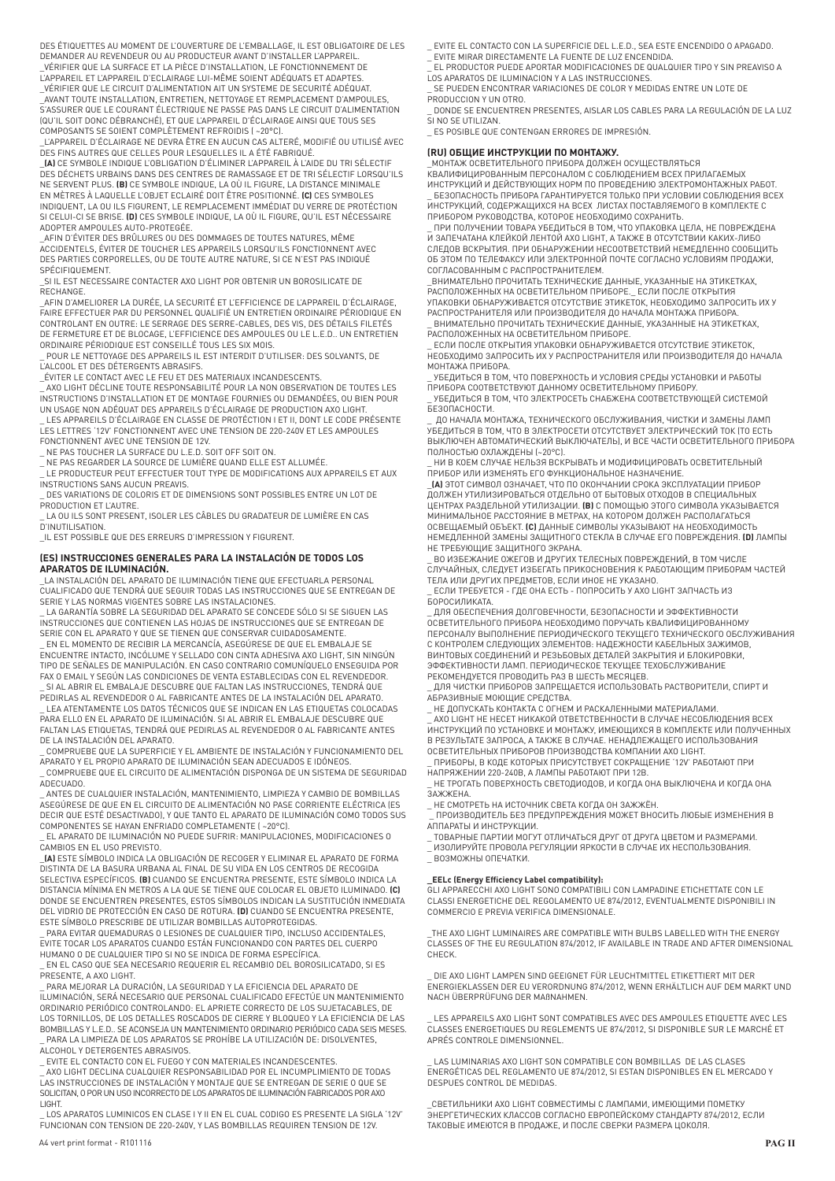DES ÉTIQUETTES AU MOMENT DE L'OUVERTURE DE L'EMBALLAGE, IL EST OBLIGATOIRE DE LES DEMANDER AU REVENDEUR OU AU PRODUCTEUR AVANT D'INSTALLER L'APPAREIL.
_VÉRIFIER QUE LA SURFACE ET LA PIÈCE D'INSTALLATION, LE FONCTIONNEMENT DE L'APPAREIL ET L'APPAREIL D'ECLAIRAGE LUI-MÊME SOIENT ADÉQUATS ET ADAPTES.
_VÉRIFIER QUE LE CIRCUIT D'ALIMENTATION AIT UN SYSTEME DE SECURITÉ ADÉQUAT.
_AVANT TOUTE INSTALLATION, ENTRETIEN, NETTOYAGE ET REMPLACEMENT D'AMPOULES, S'ASSURER QUE LE COURANT ÉLECTRIQUE NE PASSE PAS DANS LE CIRCUIT D'ALIMENTATION (QU'IL SOIT DONC DÉBRANCHÉ), ET QUE L'APPAREIL D'ÉCLAIRAGE AINSI QUE TOUS SES COMPOSANTS SE SOIENT COMPLÈTEMENT REFROIDIS ( ~20°C).
_L'APPAREIL D'ÉCLAIRAGE NE DEVRA ÊTRE EN AUCUN CAS ALTERÉ, MODIFIÉ OU UTILISÉ AVEC DES FINS AUTRES QUE CELLES POUR LESQUELLES IL A ÉTÉ FABRIQUÉ.
**_(A)** CE SYMBOLE INDIQUE L'OBLIGATION D'ÉLIMINER L'APPAREIL À L'AIDE DU TRI SÉLECTIF DES DÉCHETS URBAINS DANS DES CENTRES DE RAMASSAGE ET DE TRI SÉLECTIF LORSQU'ILS NE SERVENT PLUS. **(B)** CE SYMBOLE INDIQUE, LA OÙ IL FIGURE, LA DISTANCE MINIMALE EN MÈTRES À LAQUELLE L'OBJET ECLAIRÉ DOIT ÊTRE POSITIONNÉ. **(C)** CES SYMBOLES INDIQUENT, LA OU ILS FIGURENT, LE REMPLACEMENT IMMÉDIAT DU VERRE DE PROTECTION SI CELUI-CI SE BRISE. **(D)** CES SYMBOLE INDIQUE, LA OÙ IL FIGURE, QU'IL EST NÉCESSAIRE ADOPTER AMPOULES AUTO-PROTEGÉE.
_AFIN D'ÉVITER DES BRÛLURES OU DES DOMMAGES DE TOUTES NATURES, MÊME ACCIDENTELS, ÉVITER DE TOUCHER LES APPAREILS LORSQU'ILS FONCTIONNENT AVEC DES PARTIES CORPORELLES, OU DE TOUTE AUTRE NATURE, SI CE N'EST PAS INDIQUÉ SPÉCIFIQUEMENT.
_SI IL EST NECESSAIRE CONTACTER AXO LIGHT POR OBTENIR UN BOROSILICATE DE RECHANGE.
_AFIN D'AMELIORER LA DURÉE, LA SECURITÉ ET L'EFFICIENCE DE L'APPAREIL D'ÉCLAIRAGE, FAIRE EFFECTUER PAR DU PERSONNEL QUALIFIÉ UN ENTRETIEN ORDINAIRE PÉRIODIQUE EN CONTROLANT EN OUTRE: LE SERRAGE DES SERRE-CABLES, DES VIS, DES DÉTAILS FILETÉS DE FERMETURE ET DE BLOCAGE, L'EFFICIENCE DES AMPOULES OU LE L.E.D.. UN ENTRETIEN ORDINAIRE PÉRIODIQUE EST CONSEILLÉ TOUS LES SIX MOIS.
_ POUR LE NETTOYAGE DES APPAREILS IL EST INTERDIT D'UTILISER: DES SOLVANTS, DE L'ALCOOL ET DES DÉTERGENTS ABRASIFS.
_ÉVITER LE CONTACT AVEC LE FEU ET DES MATERIAUX INCANDESCENTS.
_ AXO LIGHT DÉCLINE TOUTE RESPONSABILITÉ POUR LA NON OBSERVATION DE TOUTES LES INSTRUCTIONS D'INSTALLATION ET DE MONTAGE FOURNIES OU DEMANDÉES, OU BIEN POUR UN USAGE NON ADÉQUAT DES APPAREILS D'ÉCLAIRAGE DE PRODUCTION AXO LIGHT.
_ LES APPAREILS D'ÉCLAIRAGE EN CLASSE DE PROTÉCTION I ET II, DONT LE CODE PRÉSENTE LES LETTRES '12V' FONCTIONNENT AVEC UNE TENSION DE 220-240V ET LES AMPOULES FONCTIONNENT AVEC UNE TENSION DE 12V.
_ NE PAS TOUCHER LA SURFACE DU L.E.D. SOIT OFF SOIT ON.
_ NE PAS REGARDER LA SOURCE DE LUMIÈRE QUAND ELLE EST ALLUMÉE.
_ LE PRODUCTEUR PEUT EFFECTUER TOUT TYPE DE MODIFICATIONS AUX APPAREILS ET AUX INSTRUCTIONS SANS AUCUN PREAVIS.
_ DES VARIATIONS DE COLORIS ET DE DIMENSIONS SONT POSSIBLES ENTRE UN LOT DE PRODUCTION ET L'AUTRE.
_ LA OU ILS SONT PRESENT, ISOLER LES CÂBLES DU GRADATEUR DE LUMIÈRE EN CAS D'INUTILISATION.
_IL EST POSSIBLE QUE DES ERREURS D'IMPRESSION Y FIGURENT.

### (ES) INSTRUCCIONES GENERALES PARA LA INSTALACIÓN DE TODOS LOS APARATOS DE ILUMINACIÓN.

_LA INSTALACIÓN DEL APARATO DE ILUMINACIÓN TIENE QUE EFECTUARLA PERSONAL CUALIFICADO QUE TENDRÁ QUE SEGUIR TODAS LAS INSTRUCCIONES QUE SE ENTREGAN DE SERIE Y LAS NORMAS VIGENTES SOBRE LAS INSTALACIONES.
_ LA GARANTÍA SOBRE LA SEGURIDAD DEL APARATO SE CONCEDE SÓLO SI SE SIGUEN LAS INSTRUCCIONES QUE CONTIENEN LAS HOJAS DE INSTRUCCIONES QUE SE ENTREGAN DE SERIE CON EL APARATO Y QUE SE TIENEN QUE CONSERVAR CUIDADOSAMENTE.
_ EN EL MOMENTO DE RECIBIR LA MERCANCÍA, ASEGÚRESE DE QUE EL EMBALAJE SE ENCUENTRE INTACTO, INCÓLUME Y SELLADO CON CINTA ADHESIVA AXO LIGHT, SIN NINGÚN TIPO DE SEÑALES DE MANIPULACIÓN. EN CASO CONTRARIO COMUNÍQUELO ENSEGUIDA POR FAX O EMAIL Y SEGÚN LAS CONDICIONES DE VENTA ESTABLECIDAS CON EL REVENDEDOR.
_ SI AL ABRIR EL EMBALAJE DESCUBRE QUE FALTAN LAS INSTRUCCIONES, TENDRÁ QUE PEDIRLAS AL REVENDEDOR O AL FABRICANTE ANTES DE LA INSTALACIÓN DEL APARATO.
_ LEA ATENTAMENTE LOS DATOS TÉCNICOS QUE SE INDICAN EN LAS ETIQUETAS COLOCADAS PARA ELLO EN EL APARATO DE ILUMINACIÓN. SI AL ABRIR EL EMBALAJE DESCUBRE QUE FALTAN LAS ETIQUETAS, TENDRÁ QUE PEDIRLAS AL REVENDEDOR O AL FABRICANTE ANTES DE LA INSTALACIÓN DEL APARATO.
_ COMPRUEBE QUE LA SUPERFICIE Y EL AMBIENTE DE INSTALACIÓN Y FUNCIONAMIENTO DEL APARATO Y EL PROPIO APARATO DE ILUMINACIÓN SEAN ADECUADOS E IDÓNEOS.
_ COMPRUEBE QUE EL CIRCUITO DE ALIMENTACIÓN DISPONGA DE UN SISTEMA DE SEGURIDAD ADECUADO.
_ ANTES DE CUALQUIER INSTALACIÓN, MANTENIMIENTO, LIMPIEZA Y CAMBIO DE BOMBILLAS ASEGÚRESE DE QUE EN EL CIRCUITO DE ALIMENTACIÓN NO PASE CORRIENTE ELÉCTRICA (ES DECIR QUE ESTÉ DESACTIVADO), Y QUE TANTO EL APARATO DE ILUMINACIÓN COMO TODOS SUS COMPONENTES SE HAYAN ENFRIADO COMPLETAMENTE ( ~20°C).
_ EL APARATO DE ILUMINACIÓN NO PUEDE SUFRIR: MANIPULACIONES, MODIFICACIONES O CAMBIOS EN EL USO PREVISTO.
**_(A)** ESTE SÍMBOLO INDICA LA OBLIGACIÓN DE RECOGER Y ELIMINAR EL APARATO DE FORMA DISTINTA DE LA BASURA URBANA AL FINAL DE SU VIDA EN LOS CENTROS DE RECOGIDA SELECTIVA ESPECÍFICOS. **(B)** CUANDO SE ENCUENTRA PRESENTE, ESTE SÍMBOLO INDICA LA DISTANCIA MÍNIMA EN METROS A LA QUE SE TIENE QUE COLOCAR EL OBJETO ILUMINADO. **(C)** DONDE SE ENCUENTREN PRESENTES, ESTOS SÍMBOLOS INDICAN LA SUSTITUCIÓN INMEDIATA DEL VIDRIO DE PROTECCIÓN EN CASO DE ROTURA. **(D)** CUANDO SE ENCUENTRA PRESENTE, ESTE SÍMBOLO PRESCRIBE DE UTILIZAR BOMBILLAS AUTOPROTEGIDAS.
_ PARA EVITAR QUEMADURAS O LESIONES DE CUALQUIER TIPO, INCLUSO ACCIDENTALES, EVITE TOCAR LOS APARATOS CUANDO ESTÁN FUNCIONANDO CON PARTES DEL CUERPO HUMANO O DE CUALQUIER TIPO SI NO SE INDICA DE FORMA ESPECÍFICA.
_ EN EL CASO QUE SEA NECESARIO REQUERIR EL RECAMBIO DEL BOROSILICATADO, SI ES PRESENTE, A AXO LIGHT.
_ PARA MEJORAR LA DURACIÓN, LA SEGURIDAD Y LA EFICIENCIA DEL APARATO DE ILUMINACIÓN, SERÁ NECESARIO QUE PERSONAL CUALIFICADO EFECTÚE UN MANTENIMIENTO ORDINARIO PERIÓDICO CONTROLANDO: EL APRIETE CORRECTO DE LOS SUJETACABLES, DE LOS TORNILLOS, DE LOS DETALLES ROSCADOS DE CIERRE Y BLOQUEO Y LA EFICIENCIA DE LAS BOMBILLAS Y L.E.D.. SE ACONSEJA UN MANTENIMIENTO ORDINARIO PERIÓDICO CADA SEIS MESES.
_ PARA LA LIMPIEZA DE LOS APARATOS SE PROHÍBE LA UTILIZACIÓN DE: DISOLVENTES, ALCOHOL Y DETERGENTES ABRASIVOS.
_ EVITE EL CONTACTO CON EL FUEGO Y CON MATERIALES INCANDESCENTES.
_ AXO LIGHT DECLINA CUALQUIER RESPONSABILIDAD POR EL INCUMPLIMIENTO DE TODAS LAS INSTRUCCIONES DE INSTALACIÓN Y MONTAJE QUE SE ENTREGAN DE SERIE O QUE SE SOLICITAN, O POR UN USO INCORRECTO DE LOS APARATOS DE ILUMINACIÓN FABRICADOS POR AXO LIGHT.
_ LOS APARATOS LUMINICOS EN CLASE I Y II EN EL CUAL CODIGO ES PRESENTE LA SIGLA '12V' FUNCIONAN CON TENSION DE 220-240V, Y LAS BOMBILLAS REQUIREN TENSION DE 12V.
_ EVITE EL CONTACTO CON LA SUPERFICIE DEL L.E.D., SEA ESTE ENCENDIDO O APAGADO.
_ EVITE MIRAR DIRECTAMENTE LA FUENTE DE LUZ ENCENDIDA.
_ EL PRODUCTOR PUEDE APORTAR MODIFICACIONES DE QUALQUIER TIPO Y SIN PREAVISO A LOS APARATOS DE ILUMINACION Y A LAS INSTRUCCIONES.
_ SE PUEDEN ENCONTRAR VARIACIONES DE COLOR Y MEDIDAS ENTRE UN LOTE DE PRODUCCION Y UN OTRO.
_ DONDE SE ENCUENTREN PRESENTES, AISLAR LOS CABLES PARA LA REGULACIÓN DE LA LUZ SI NO SE UTILIZAN.
_ ES POSIBLE QUE CONTENGAN ERRORES DE IMPRESIÓN.

### (RU) ОБЩИЕ ИНСТРУКЦИИ ПО МОНТАЖУ.

_МОНТАЖ ОСВЕТИТЕЛЬНОГО ПРИБОРА ДОЛЖЕН ОСУЩЕСТВЛЯТЬСЯ КВАЛИФИЦИРОВАННЫМ ПЕРСОНАЛОМ С СОБЛЮДЕНИЕМ ВСЕХ ПРИЛАГАЕМЫХ ИНСТРУКЦИЙ И ДЕЙСТВУЮЩИХ НОРМ ПРИ ПРОВЕДЕНИИ ЭЛЕКТРОМОНТАЖНЫХ РАБОТ.
_ БЕЗОПАСНОСТЬ ПРИБОРА ГАРАНТИРУЕТСЯ ТОЛЬКО ПРИ УСЛОВИИ СОБЛЮДЕНИЯ ВСЕХ ИНСТРУКЦИЙ, СОДЕРЖАЩИХСЯ НА ВСЕХ ЛИСТАХ ПОСТАВЛЯЕМОГО В КОМПЛЕКТЕ С ПРИБОРОМ РУКОВОДСТВА, КОТОРОЕ НЕОБХОДИМО СОХРАНИТЬ.
_ ПРИ ПОЛУЧЕНИИ ТОВАРА УБЕДИТЬСЯ В ТОМ, ЧТО УПАКОВКА ЦЕЛА, НЕ ПОВРЕЖДЕНА И ЗАПЕЧАТАНА КЛЕЙКОЙ ЛЕНТОЙ AXO LIGHT, А ТАКЖЕ В ОТСУТСТВИИ КАКИХ-ЛИБО СЛЕДОВ ВСКРЫТИЯ. ПРИ ОБНАРУЖЕНИИ НЕСООТВЕТСТВИЙ НЕМЕДЛЕННО СООБЩИТЬ ОБ ЭТОМ ПО ТЕЛЕФАКСУ ИЛИ ЭЛЕКТРОННОЙ ПОЧТЕ СОГЛАСНО УСЛОВИЯМ ПРОДАЖИ, СОГЛАСОВАННЫМ С РАСПРОСТРАНИТЕЛЕМ.
_ВНИМАТЕЛЬНО ПРОЧИТАТЬ ТЕХНИЧЕСКИЕ ДАННЫЕ, УКАЗАННЫЕ НА ЭТИКЕТКАХ, РАСПОЛОЖЕННЫХ НА ОСВЕТИТЕЛЬНОМ ПРИБОРЕ._ ЕСЛИ ПОСЛЕ ОТКРЫТИЯ УПАКОВКИ ОБНАРУЖИВАЕТСЯ ОТСУТСТВИЕ ЭТИКЕТОК, НЕОБХОДИМО ЗАПРОСИТЬ ИХ У РАСПРОСТРАНИТЕЛЯ ИЛИ ПРОИЗВОДИТЕЛЯ ДО НАЧАЛА МОНТАЖА ПРИБОРА.
_ ВНИМАТЕЛЬНО ПРОЧИТАТЬ ТЕХНИЧЕСКИЕ ДАННЫЕ, УКАЗАННЫЕ НА ЭТИКЕТКАХ, РАСПОЛОЖЕННЫХ НА ОСВЕТИТЕЛЬНОМ ПРИБОРЕ.
_ ЕСЛИ ПОСЛЕ ОТКРЫТИЯ УПАКОВКИ ОБНАРУЖИВАЕТСЯ ОТСУТСТВИЕ ЭТИКЕТОК, НЕОБХОДИМО ЗАПРОСИТЬ ИХ У РАСПРОСТРАНИТЕЛЯ ИЛИ ПРОИЗВОДИТЕЛЯ ДО НАЧАЛА МОНТАЖА ПРИБОРА.
_ УБЕДИТЬСЯ В ТОМ, ЧТО ПОВЕРХНОСТЬ И УСЛОВИЯ СРЕДЫ УСТАНОВКИ И РАБОТЫ ПРИБОРА СООТВЕТСТВУЮТ ДАННОМУ ОСВЕТИТЕЛЬНОМУ ПРИБОРУ.
_ УБЕДИТЬСЯ В ТОМ, ЧТО ЭЛЕКТРОСЕТЬ СНАБЖЕНА СООТВЕТСТВУЮЩЕЙ СИСТЕМОЙ БЕЗОПАСНОСТИ.
_ ДО НАЧАЛА МОНТАЖА, ТЕХНИЧЕСКОГО ОБСЛУЖИВАНИЯ, ЧИСТКИ И ЗАМЕНЫ ЛАМП УБЕДИТЬСЯ В ТОМ, ЧТО В ЭЛЕКТРОСЕТИ ОТСУТСТВУЕТ ЭЛЕКТРИЧЕСКИЙ ТОК (ТО ЕСТЬ ВЫКЛЮЧЕН АВТОМАТИЧЕСКИЙ ВЫКЛЮЧАТЕЛЬ), И ВСЕ ЧАСТИ ОСВЕТИТЕЛЬНОГО ПРИБОРА ПОЛНОСТЬЮ ОХЛАЖДЕНЫ (~20°C).
_ НИ В КОЕМ СЛУЧАЕ НЕЛЬЗЯ ВСКРЫВАТЬ И МОДИФИЦИРОВАТЬ ОСВЕТИТЕЛЬНЫЙ ПРИБОР ИЛИ ИЗМЕНЯТЬ ЕГО ФУНКЦИОНАЛЬНОЕ НАЗНАЧЕНИЕ.
**_(A)** ЭТОТ СИМВОЛ ОЗНАЧАЕТ, ЧТО ПО ОКОНЧАНИИ СРОКА ЭКСПЛУАТАЦИИ ПРИБОР ДОЛЖЕН УТИЛИЗИРОВАТЬСЯ ОТДЕЛЬНО ОТ БЫТОВЫХ ОТХОДОВ В СПЕЦИАЛЬНЫХ ЦЕНТРАХ РАЗДЕЛЬНОЙ УТИЛИЗАЦИИ. **(B)** С ПОМОЩЬЮ ЭТОГО СИМВОЛА УКАЗЫВАЕТСЯ МИНИМАЛЬНОЕ РАССТОЯНИЕ В МЕТРАХ, НА КОТОРОМ ДОЛЖЕН РАСПОЛАГАТЬСЯ ОСВЕЩАЕМЫЙ ОБЪЕКТ. **(C)** ДАННЫЕ СИМВОЛЫ УКАЗЫВАЮТ НА НЕОБХОДИМОСТЬ НЕМЕДЛЕННОЙ ЗАМЕНЫ ЗАЩИТНОГО СТЕКЛА В СЛУЧАЕ ЕГО ПОВРЕЖДЕНИЯ. **(D)** ЛАМПЫ НЕ ТРЕБУЮЩИЕ ЗАЩИТНОГО ЭКРАНА.
_ ВО ИЗБЕЖАНИЕ ОЖЕГОВ И ДРУГИХ ТЕЛЕСНЫХ ПОВРЕЖДЕНИЙ, В ТОМ ЧИСЛЕ СЛУЧАЙНЫХ, СЛЕДУЕТ ИЗБЕГАТЬ ПРИКОСНОВЕНИЯ К РАБОТАЮЩИМ ПРИБОРАМ ЧАСТЕЙ ТЕЛА ИЛИ ДРУГИХ ПРЕДМЕТОВ, ЕСЛИ ИНОЕ НЕ УКАЗАНО.
_ ЕСЛИ ТРЕБУЕТСЯ - ГДЕ ОНА ЕСТЬ - ПОПРОСИТЬ У AXO LIGHT ЗАПЧАСТЬ ИЗ БОРОСИЛИКАТА.
_ ДЛЯ ОБЕСПЕЧЕНИЯ ДОЛГОВЕЧНОСТИ, БЕЗОПАСНОСТИ И ЭФФЕКТИВНОСТИ ОСВЕТИТЕЛЬНОГО ПРИБОРА НЕОБХОДИМО ПОРУЧАТЬ КВАЛИФИЦИРОВАННОМУ ПЕРСОНАЛУ ВЫПОЛНЕНИЕ ПЕРИОДИЧЕСКОГО ТЕКУЩЕГО ТЕХНИЧЕСКОГО ОБСЛУЖИВАНИЯ С КОНТРОЛЕМ СЛЕДУЮЩИХ ЭЛЕМЕНТОВ: НАДЕЖНОСТИ КАБЕЛЬНЫХ ЗАЖИМОВ, ВИНТОВЫХ СОЕДИНЕНИЙ И РЕЗЬБОВЫХ ДЕТАЛЕЙ ЗАКРЫТИЯ И БЛОКИРОВКИ, ЭФФЕКТИВНОСТИ ЛАМП. ПЕРИОДИЧЕСКОЕ ТЕКУЩЕЕ ТЕХОБСЛУЖИВАНИЕ РЕКОМЕНДУЕТСЯ ПРОВОДИТЬ РАЗ В ШЕСТЬ МЕСЯЦЕВ.
_ ДЛЯ ЧИСТКИ ПРИБОРОВ ЗАПРЕЩАЕТСЯ ИСПОЛЬЗОВАТЬ РАСТВОРИТЕЛИ, СПИРТ И АБРАЗИВНЫЕ МОЮЩИЕ СРЕДСТВА.
_ НЕ ДОПУСКАТЬ КОНТАКТА С ОГНЕМ И РАСКАЛЕННЫМИ МАТЕРИАЛАМИ.
_ AXO LIGHT НЕ НЕСЕТ НИКАКОЙ ОТВЕТСТВЕННОСТИ В СЛУЧАЕ НЕСОБЛЮДЕНИЯ ВСЕХ ИНСТРУКЦИЙ ПО УСТАНОВКЕ И МОНТАЖУ, ИМЕЮЩИХСЯ В КОМПЛЕКТЕ ИЛИ ПОЛУЧЕННЫХ В РЕЗУЛЬТАТЕ ЗАПРОСА, А ТАКЖЕ В СЛУЧАЕ. НЕНАДЛЕЖАЩЕГО ИСПОЛЬЗОВАНИЯ ОСВЕТИТЕЛЬНЫХ ПРИБОРОВ ПРОИЗВОДСТВА КОМПАНИИ AXO LIGHT.
_ ПРИБОРЫ, В КОДЕ КОТОРЫХ ПРИСУТСТВУЕТ СОКРАЩЕНИЕ '12V' РАБОТАЮТ ПРИ НАПРЯЖЕНИИ 220-240В, А ЛАМПЫ РАБОТАЮТ ПРИ 12В.
_ НЕ ТРОГАТЬ ПОВЕРХНОСТЬ СВЕТОДИОДОВ, И КОГДА ОНА ВЫКЛЮЧЕНА И КОГДА ОНА ЗАЖЖЕНА.
_ НЕ СМОТРЕТЬ НА ИСТОЧНИК СВЕТА КОГДА ОН ЗАЖЖЁН.
_ ПРОИЗВОДИТЕЛЬ БЕЗ ПРЕДУПРЕЖДЕНИЯ МОЖЕТ ВНОСИТЬ ЛЮБЫЕ ИЗМЕНЕНИЯ В АППАРАТЫ И ИНСТРУКЦИИ.
_ ТОВАРНЫЕ ПАРТИИ МОГУТ ОТЛИЧАТЬСЯ ДРУГ ОТ ДРУГА ЦВЕТОМ И РАЗМЕРАМИ.
_ ИЗОЛИРУЙТЕ ПРОВОДА РЕГУЛЯЦИИ ЯРКОСТИ В СЛУЧАЕ ИХ НЕСПОЛЬЗОВАНИЯ.
_ ВОЗМОЖНЫ ОПЕЧАТКИ.

**_EELc (Energy Efficiency Label compatibility):**
GLI APPARECCHI AXO LIGHT SONO COMPATIBILI CON LAMPADINE ETICHETTATE CON LE CLASSI ENERGETICHE DEL REGOLAMENTO UE 874/2012, EVENTUALMENTE DISPONIBILI IN COMMERCIO E PREVIA VERIFICA DIMENSIONALE.

_THE AXO LIGHT LUMINAIRES ARE COMPATIBLE WITH BULBS LABELLED WITH THE ENERGY CLASSES OF THE EU REGULATION 874/2012, IF AVAILABLE IN TRADE AND AFTER DIMENSIONAL CHECK.

_ DIE AXO LIGHT LAMPEN SIND GEEIGNET FÜR LEUCHTMITTEL ETIKETTIERT MIT DER ENERGIEKLASSEN DER EU VERORDNUNG 874/2012, WENN ERHÄLTLICH AUF DEM MARKT UND NACH ÜBERPRÜFUNG DER MAßNAHMEN.

_ LES APPAREILS AXO LIGHT SONT COMPATIBLES AVEC DES AMPOULES ETIQUETTE AVEC LES CLASSES ENERGETIQUES DU REGLEMENTS UE 874/2012, SI DISPONIBLE SUR LE MARCHÉ ET APRÈS CONTROLE DIMENSIONNEL.

_ LAS LUMINARIAS AXO LIGHT SON COMPATIBLE CON BOMBILLAS DE LAS CLASES ENERGÉTICAS DEL REGLAMENTO UE 874/2012, SI ESTAN DISPONIBLES EN EL MERCADO Y DESPUES CONTROL DE MEDIDAS.

_СВЕТИЛЬНИКИ AXO LIGHT СОВМЕСТИМЫ С ЛАМПАМИ, ИМЕЮЩИМИ ПОМЕТКУ ЭНЕРГЕТИЧЕСКИХ КЛАССОВ СОГЛАСНО ЕВРОПЕЙСКОМУ СТАНДАРТУ 874/2012, ЕСЛИ ТАКОВЫЕ ИМЕЮТСЯ В ПРОДАЖЕ, И ПОСЛЕ СВЕРКИ РАЗМЕРА ЦОКОЛЯ.

A4 vert print format - R101116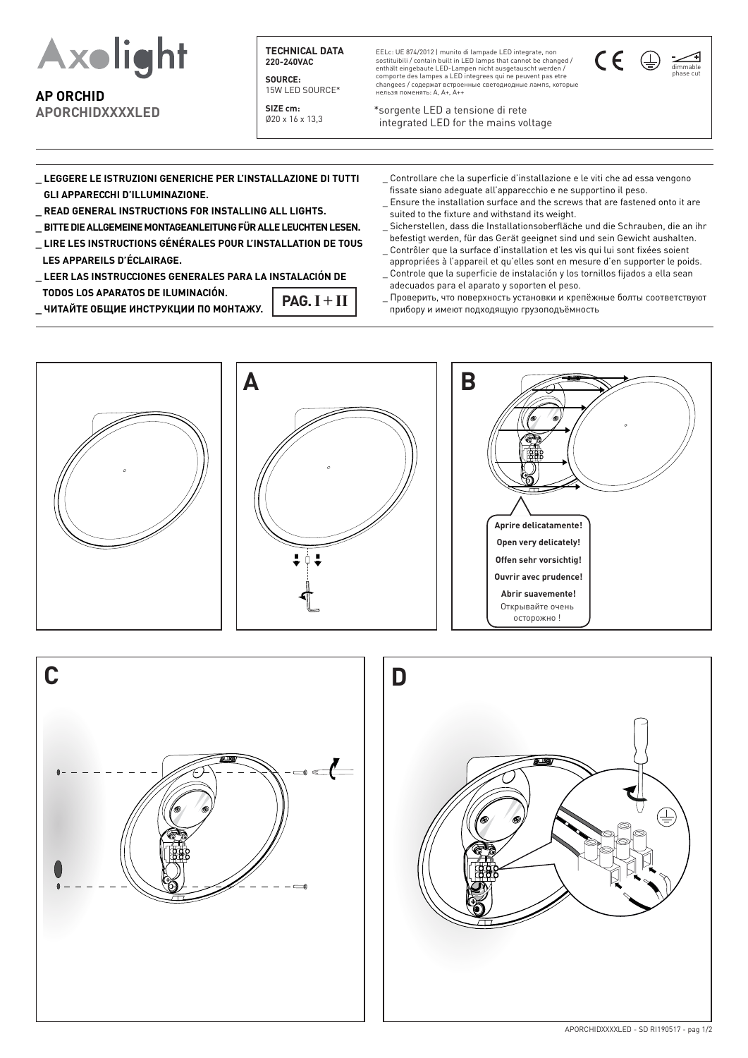# Axolight

## AP ORCHID
**APORCHIDXXXXLED**

**TECHNICAL DATA**
**220-240VAC**

**SOURCE:**
15W LED SOURCE*

**SIZE cm:**
Ø20 x 16 x 13,3

EELc: UE 874/2012 | munito di lampade LED integrate, non sostituibili / contain built in LED lamps that cannot be changed / enthält eingebaute LED-Lampen nicht ausgetauscht werden / comporte des lampes a LED integrees qui ne peuvent pas etre changees / содержат встроенные светодиодные лампs, которые нельзя поменять: A, A+, A++

*sorgente LED a tensione di rete
integrated LED for the mains voltage

dimmable phase cut

---

- **LEGGERE LE ISTRUZIONI GENERICHE PER L'INSTALLAZIONE DI TUTTI GLI APPARECCHI D'ILLUMINAZIONE.**
- **READ GENERAL INSTRUCTIONS FOR INSTALLING ALL LIGHTS.**
- **BITTE DIE ALLGEMEINE MONTAGEANLEITUNG FÜR ALLE LEUCHTEN LESEN.**
- **LIRE LES INSTRUCTIONS GÉNÉRALES POUR L'INSTALLATION DE TOUS LES APPAREILS D'ÉCLAIRAGE.**
- **LEER LAS INSTRUCCIONES GENERALES PARA LA INSTALACIÓN DE TODOS LOS APARATOS DE ILUMINACIÓN.**
- **ЧИТАЙТЕ ОБЩИЕ ИНСТРУКЦИИ ПО МОНТАЖУ.**

**PAG. I + II**

- Controllare che la superficie d'installazione e le viti che ad essa vengono fissate siano adeguate all'apparecchio e ne supportino il peso.
- Ensure the installation surface and the screws that are fastened onto it are suited to the fixture and withstand its weight.
- Sicherstellen, dass die Installationsoberfläche und die Schrauben, die an ihr befestigt werden, für das Gerät geeignet sind und sein Gewicht aushalten.
- Contrôler que la surface d'installation et les vis qui lui sont fixées soient appropriées à l'appareil et qu'elles sont en mesure d'en supporter le poids.
- Controle que la superficie de instalación y los tornillos fijados a ella sean adecuados para el aparato y soporten el peso.
- Проверить, что поверхность установки и крепёжные болты соответствуют прибору и имеют подходящую грузоподъёмность

---

**A**

**B**

**Aprire delicatamente!**
**Open very delicately!**
**Offen sehr vorsichtig!**
**Ouvrir avec prudence!**
**Abrir suavemente!**
Открывайте очень осторожно !

**C**

**D**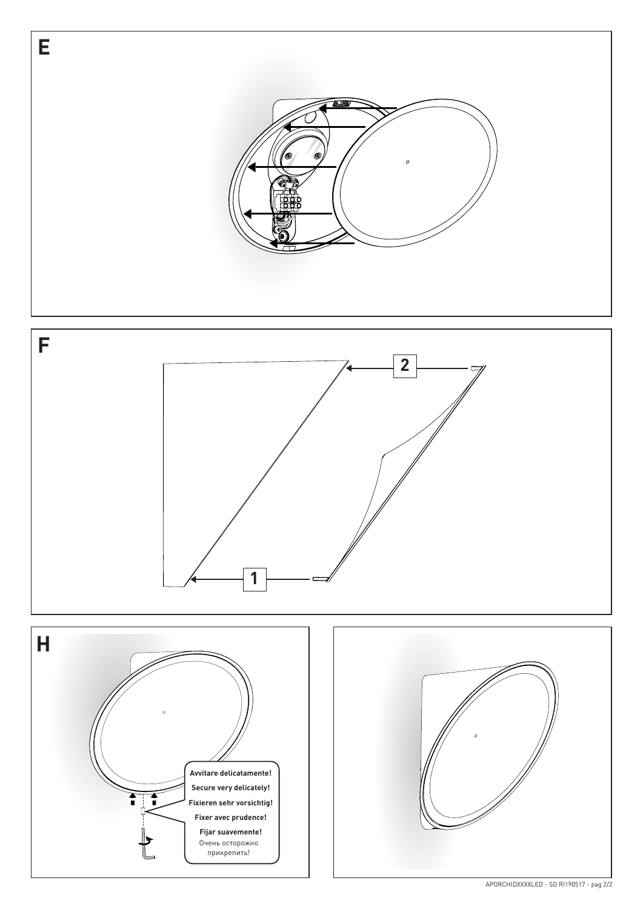**E**

**F**

2

1

**H**

Avvitare delicatamente!

Secure very delicately!

Fixieren sehr vorsichtig!

Fixer avec prudence!

Fijar suavemente!

Очень осторожно прикрепить!

APORCHIDXXXXLED - SD RI190517 - pag 2/2